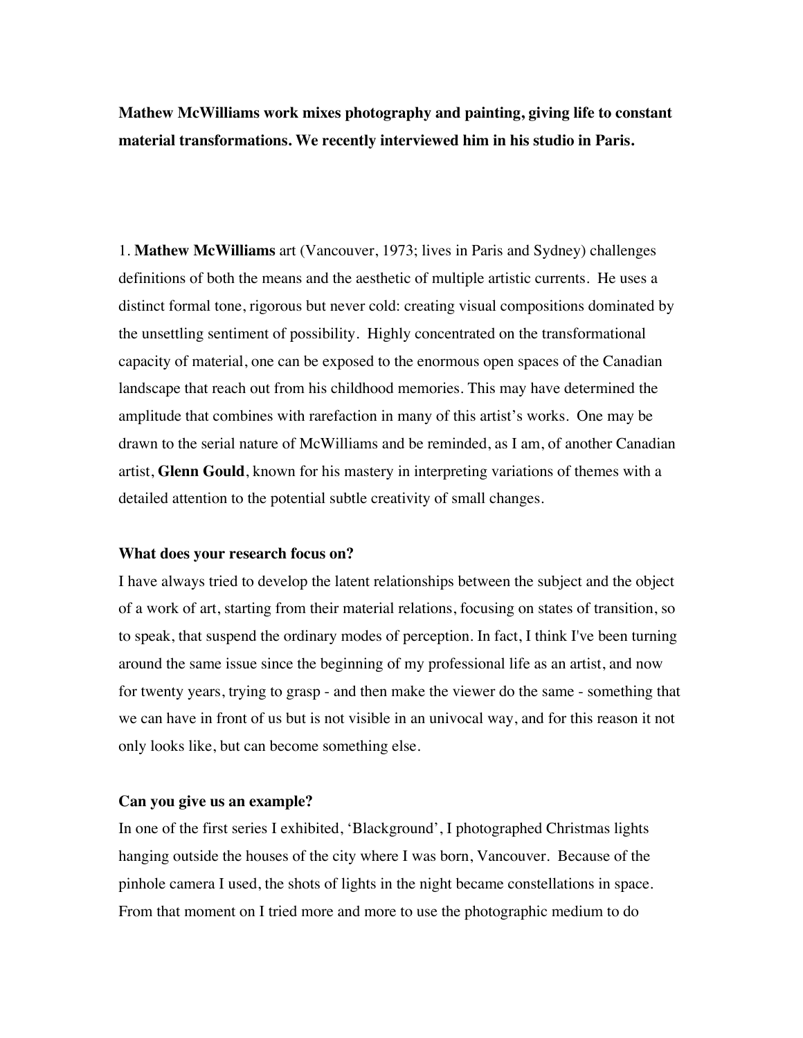**Mathew McWilliams work mixes photography and painting, giving life to constant material transformations. We recently interviewed him in his studio in Paris.**

1. **Mathew McWilliams** art (Vancouver, 1973; lives in Paris and Sydney) challenges definitions of both the means and the aesthetic of multiple artistic currents. He uses a distinct formal tone, rigorous but never cold: creating visual compositions dominated by the unsettling sentiment of possibility. Highly concentrated on the transformational capacity of material, one can be exposed to the enormous open spaces of the Canadian landscape that reach out from his childhood memories. This may have determined the amplitude that combines with rarefaction in many of this artist's works. One may be drawn to the serial nature of McWilliams and be reminded, as I am, of another Canadian artist, **Glenn Gould**, known for his mastery in interpreting variations of themes with a detailed attention to the potential subtle creativity of small changes.

**What does your research focus on?**

I have always tried to develop the latent relationships between the subject and the object of a work of art, starting from their material relations, focusing on states of transition, so to speak, that suspend the ordinary modes of perception. In fact, I think I've been turning around the same issue since the beginning of my professional life as an artist, and now for twenty years, trying to grasp - and then make the viewer do the same - something that we can have in front of us but is not visible in an univocal way, and for this reason it not only looks like, but can become something else.

**Can you give us an example?**

In one of the first series I exhibited, 'Blackground', I photographed Christmas lights hanging outside the houses of the city where I was born, Vancouver. Because of the pinhole camera I used, the shots of lights in the night became constellations in space. From that moment on I tried more and more to use the photographic medium to do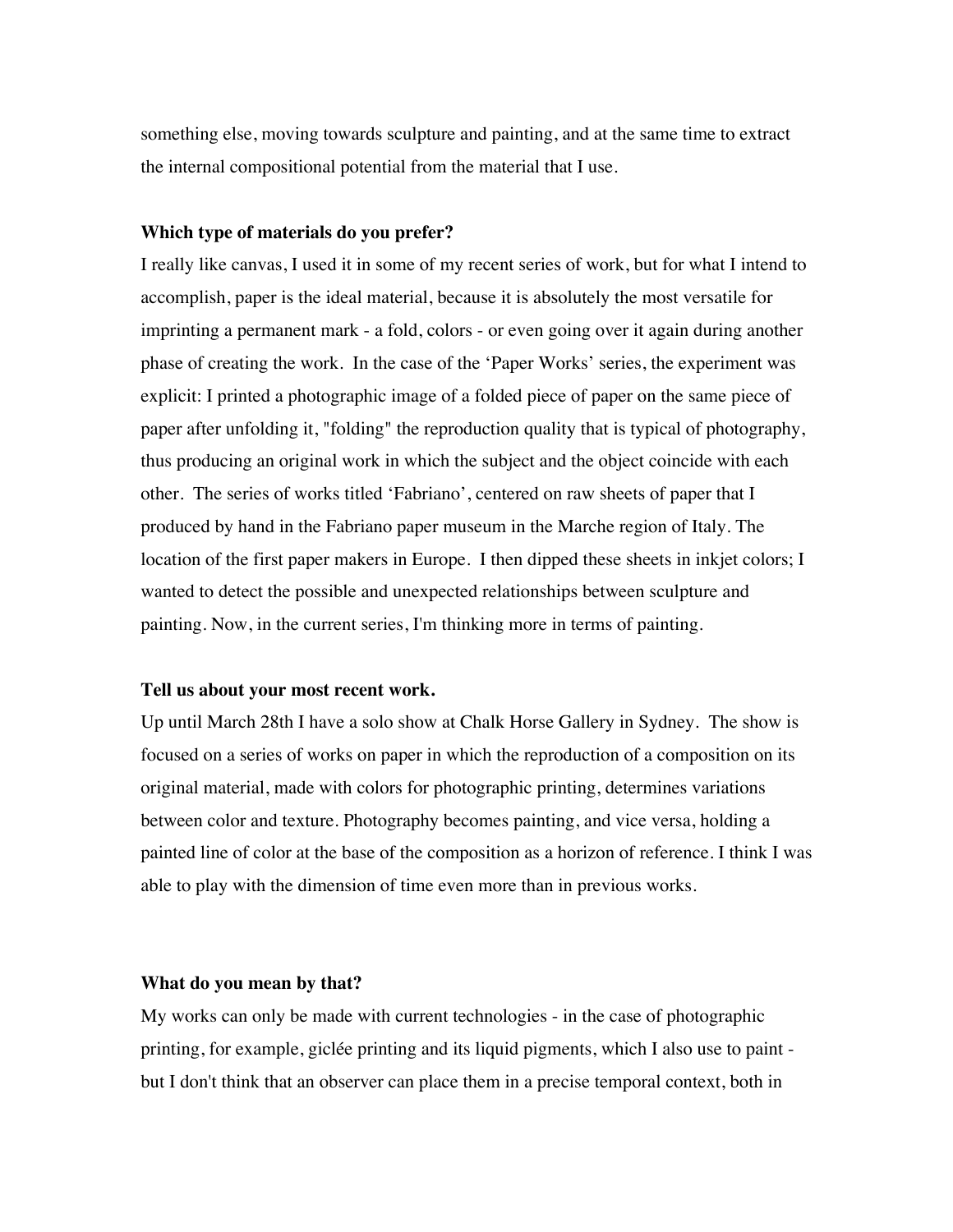something else, moving towards sculpture and painting, and at the same time to extract the internal compositional potential from the material that I use.

**Which type of materials do you prefer?**

I really like canvas, I used it in some of my recent series of work, but for what I intend to accomplish, paper is the ideal material, because it is absolutely the most versatile for imprinting a permanent mark - a fold, colors - or even going over it again during another phase of creating the work. In the case of the 'Paper Works' series, the experiment was explicit: I printed a photographic image of a folded piece of paper on the same piece of paper after unfolding it, "folding" the reproduction quality that is typical of photography, thus producing an original work in which the subject and the object coincide with each other. The series of works titled 'Fabriano', centered on raw sheets of paper that I produced by hand in the Fabriano paper museum in the Marche region of Italy. The location of the first paper makers in Europe. I then dipped these sheets in inkjet colors; I wanted to detect the possible and unexpected relationships between sculpture and painting. Now, in the current series, I'm thinking more in terms of painting.

**Tell us about your most recent work.**

Up until March 28th I have a solo show at Chalk Horse Gallery in Sydney. The show is focused on a series of works on paper in which the reproduction of a composition on its original material, made with colors for photographic printing, determines variations between color and texture. Photography becomes painting, and vice versa, holding a painted line of color at the base of the composition as a horizon of reference. I think I was able to play with the dimension of time even more than in previous works.

**What do you mean by that?**

My works can only be made with current technologies - in the case of photographic printing, for example, giclée printing and its liquid pigments, which I also use to paint - but I don't think that an observer can place them in a precise temporal context, both in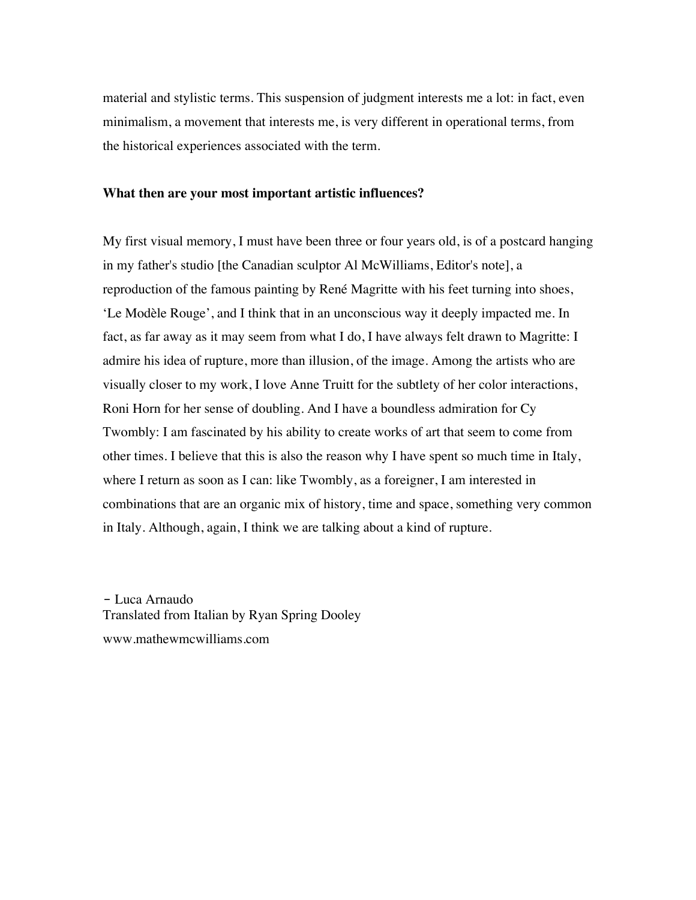material and stylistic terms. This suspension of judgment interests me a lot: in fact, even minimalism, a movement that interests me, is very different in operational terms, from the historical experiences associated with the term.

**What then are your most important artistic influences?**

My first visual memory, I must have been three or four years old, is of a postcard hanging in my father's studio [the Canadian sculptor Al McWilliams, Editor's note], a reproduction of the famous painting by René Magritte with his feet turning into shoes, 'Le Modèle Rouge', and I think that in an unconscious way it deeply impacted me. In fact, as far away as it may seem from what I do, I have always felt drawn to Magritte: I admire his idea of rupture, more than illusion, of the image. Among the artists who are visually closer to my work, I love Anne Truitt for the subtlety of her color interactions, Roni Horn for her sense of doubling. And I have a boundless admiration for Cy Twombly: I am fascinated by his ability to create works of art that seem to come from other times. I believe that this is also the reason why I have spent so much time in Italy, where I return as soon as I can: like Twombly, as a foreigner, I am interested in combinations that are an organic mix of history, time and space, something very common in Italy. Although, again, I think we are talking about a kind of rupture.

– Luca Arnaudo
Translated from Italian by Ryan Spring Dooley
www.mathewmcwilliams.com